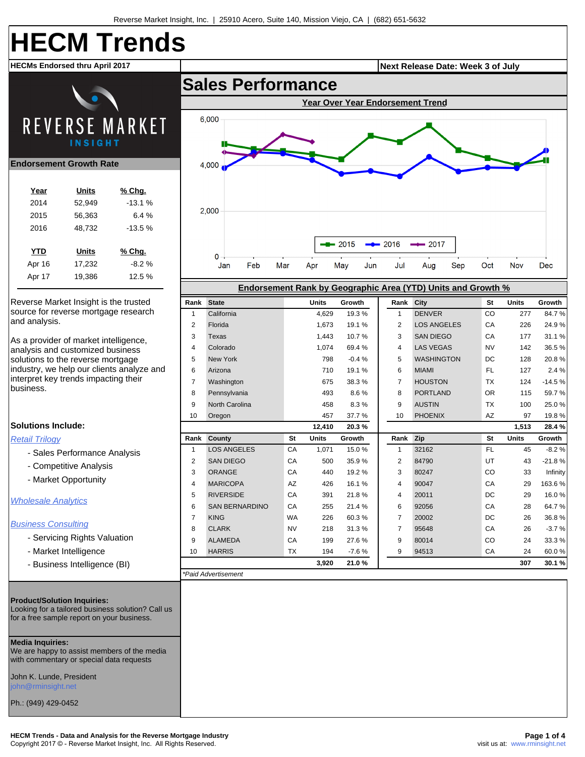# HECM Trends

**HECMs Endorsed thru April 2017**

**Next Release Date: Week 3 of July**

REVERSE MARKET INSIGHT

## Endorsement Growth Rate

| Year | Units | % Chg. |
|---|---|---|
| 2014 | 52,949 | -13.1 % |
| 2015 | 56,363 | 6.4 % |
| 2016 | 48,732 | -13.5 % |

| YTD | Units | % Chg. |
|---|---|---|
| Apr 16 | 17,232 | -8.2 % |
| Apr 17 | 19,386 | 12.5 % |

Reverse Market Insight is the trusted source for reverse mortgage research and analysis.

As a provider of market intelligence, analysis and customized business solutions to the reverse mortgage industry, we help our clients analyze and interpret key trends impacting their business.

**Solutions Include:**

*Retail Trilogy*

- Sales Performance Analysis
- Competitive Analysis
- Market Opportunity

*Wholesale Analytics*

*Business Consulting*

- Servicing Rights Valuation
- Market Intelligence
- Business Intelligence (BI)

**Product/Solution Inquiries:**
Looking for a tailored business solution? Call us for a free sample report on your business.

**Media Inquiries:**
We are happy to assist members of the media with commentary or special data requests

John K. Lunde, President
john@rminsight.net

Ph.: (949) 429-0452

# Sales Performance

## Year Over Year Endorsement Trend

6,000
4,000
2,000
0
Jan Feb Mar Apr May Jun Jul Aug Sep Oct Nov Dec
2015 2016 2017

## Endorsement Rank by Geographic Area (YTD) Units and Growth %

| Rank | State | Units | Growth |
|---|---|---|---|
| 1 | California | 4,629 | 19.3 % |
| 2 | Florida | 1,673 | 19.1 % |
| 3 | Texas | 1,443 | 10.7 % |
| 4 | Colorado | 1,074 | 69.4 % |
| 5 | New York | 798 | -0.4 % |
| 6 | Arizona | 710 | 19.1 % |
| 7 | Washington | 675 | 38.3 % |
| 8 | Pennsylvania | 493 | 8.6 % |
| 9 | North Carolina | 458 | 8.3 % |
| 10 | Oregon | 457 | 37.7 % |
| | | **12,410** | **20.3 %** |

| Rank | City | St | Units | Growth |
|---|---|---|---|---|
| 1 | DENVER | CO | 277 | 84.7 % |
| 2 | LOS ANGELES | CA | 226 | 24.9 % |
| 3 | SAN DIEGO | CA | 177 | 31.1 % |
| 4 | LAS VEGAS | NV | 142 | 36.5 % |
| 5 | WASHINGTON | DC | 128 | 20.8 % |
| 6 | MIAMI | FL | 127 | 2.4 % |
| 7 | HOUSTON | TX | 124 | -14.5 % |
| 8 | PORTLAND | OR | 115 | 59.7 % |
| 9 | AUSTIN | TX | 100 | 25.0 % |
| 10 | PHOENIX | AZ | 97 | 19.8 % |
| | | | **1,513** | **28.4 %** |

| Rank | County | St | Units | Growth |
|---|---|---|---|---|
| 1 | LOS ANGELES | CA | 1,071 | 15.0 % |
| 2 | SAN DIEGO | CA | 500 | 35.9 % |
| 3 | ORANGE | CA | 440 | 19.2 % |
| 4 | MARICOPA | AZ | 426 | 16.1 % |
| 5 | RIVERSIDE | CA | 391 | 21.8 % |
| 6 | SAN BERNARDINO | CA | 255 | 21.4 % |
| 7 | KING | WA | 226 | 60.3 % |
| 8 | CLARK | NV | 218 | 31.3 % |
| 9 | ALAMEDA | CA | 199 | 27.6 % |
| 10 | HARRIS | TX | 194 | -7.6 % |
| | | | **3,920** | **21.0 %** |

| Rank | Zip | St | Units | Growth |
|---|---|---|---|---|
| 1 | 32162 | FL | 45 | -8.2 % |
| 2 | 84790 | UT | 43 | -21.8 % |
| 3 | 80247 | CO | 33 | Infinity |
| 4 | 90047 | CA | 29 | 163.6 % |
| 4 | 20011 | DC | 29 | 16.0 % |
| 6 | 92056 | CA | 28 | 64.7 % |
| 7 | 20002 | DC | 26 | 36.8 % |
| 7 | 95648 | CA | 26 | -3.7 % |
| 9 | 80014 | CO | 24 | 33.3 % |
| 9 | 94513 | CA | 24 | 60.0 % |
| | | | **307** | **30.1 %** |

*\*Paid Advertisement*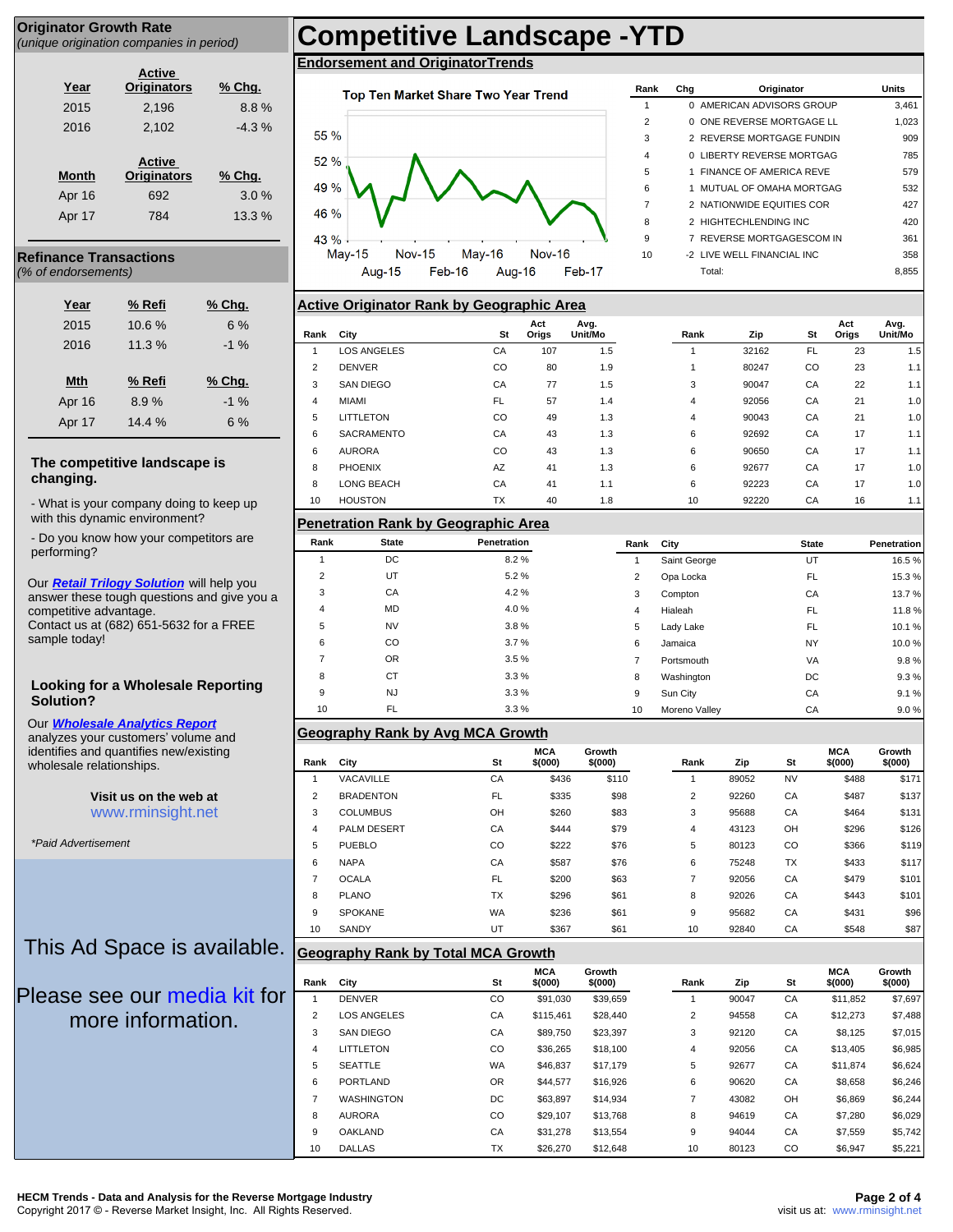## Originator Growth Rate
*(unique origination companies in period)*

| Year | Active Originators | % Chg. |
|---|---|---|
| 2015 | 2,196 | 8.8 % |
| 2016 | 2,102 | -4.3 % |

| Month | Active Originators | % Chg. |
|---|---|---|
| Apr 16 | 692 | 3.0 % |
| Apr 17 | 784 | 13.3 % |

## Refinance Transactions
*(% of endorsements)*

| Year | % Refi | % Chg. |
|---|---|---|
| 2015 | 10.6 % | 6 % |
| 2016 | 11.3 % | -1 % |

| Mth | % Refi | % Chg. |
|---|---|---|
| Apr 16 | 8.9 % | -1 % |
| Apr 17 | 14.4 % | 6 % |

### The competitive landscape is changing.

- What is your company doing to keep up with this dynamic environment?
- Do you know how your competitors are performing?

Our ***Retail Trilogy Solution*** will help you answer these tough questions and give you a competitive advantage.
Contact us at (682) 651-5632 for a FREE sample today!

### Looking for a Wholesale Reporting Solution?

Our ***Wholesale Analytics Report*** analyzes your customers' volume and identifies and quantifies new/existing wholesale relationships.

**Visit us on the web at**
www.rminsight.net

*\*Paid Advertisement*

This Ad Space is available.

Please see our media kit for more information.

# Competitive Landscape -YTD

## Endorsement and OriginatorTrends

Top Ten Market Share Two Year Trend

55 %
52 %
49 %
46 %
43 %
May-15 Nov-15 May-16 Nov-16
Aug-15 Feb-16 Aug-16 Feb-17

| Rank | Chg | Originator | Units |
|---|---|---|---|
| 1 | 0 | AMERICAN ADVISORS GROUP | 3,461 |
| 2 | 0 | ONE REVERSE MORTGAGE LL | 1,023 |
| 3 | 2 | REVERSE MORTGAGE FUNDIN | 909 |
| 4 | 0 | LIBERTY REVERSE MORTGAG | 785 |
| 5 | 1 | FINANCE OF AMERICA REVE | 579 |
| 6 | 1 | MUTUAL OF OMAHA MORTGAG | 532 |
| 7 | 2 | NATIONWIDE EQUITIES COR | 427 |
| 8 | 2 | HIGHTECHLENDING INC | 420 |
| 9 | 7 | REVERSE MORTGAGESCOM IN | 361 |
| 10 | -2 | LIVE WELL FINANCIAL INC | 358 |
| | | Total: | 8,855 |

## Active Originator Rank by Geographic Area

| Rank | City | St | Act Origs | Avg. Unit/Mo |
|---|---|---|---|---|
| 1 | LOS ANGELES | CA | 107 | 1.5 |
| 2 | DENVER | CO | 80 | 1.9 |
| 3 | SAN DIEGO | CA | 77 | 1.5 |
| 4 | MIAMI | FL | 57 | 1.4 |
| 5 | LITTLETON | CO | 49 | 1.3 |
| 6 | SACRAMENTO | CA | 43 | 1.3 |
| 6 | AURORA | CO | 43 | 1.3 |
| 8 | PHOENIX | AZ | 41 | 1.3 |
| 8 | LONG BEACH | CA | 41 | 1.1 |
| 10 | HOUSTON | TX | 40 | 1.8 |

| Rank | Zip | St | Act Origs | Avg. Unit/Mo |
|---|---|---|---|---|
| 1 | 32162 | FL | 23 | 1.5 |
| 1 | 80247 | CO | 23 | 1.1 |
| 3 | 90047 | CA | 22 | 1.1 |
| 4 | 92056 | CA | 21 | 1.0 |
| 4 | 90043 | CA | 21 | 1.0 |
| 6 | 92692 | CA | 17 | 1.1 |
| 6 | 90650 | CA | 17 | 1.1 |
| 6 | 92677 | CA | 17 | 1.0 |
| 6 | 92223 | CA | 17 | 1.0 |
| 10 | 92220 | CA | 16 | 1.1 |

## Penetration Rank by Geographic Area

| Rank | State | Penetration |
|---|---|---|
| 1 | DC | 8.2 % |
| 2 | UT | 5.2 % |
| 3 | CA | 4.2 % |
| 4 | MD | 4.0 % |
| 5 | NV | 3.8 % |
| 6 | CO | 3.7 % |
| 7 | OR | 3.5 % |
| 8 | CT | 3.3 % |
| 9 | NJ | 3.3 % |
| 10 | FL | 3.3 % |

| Rank | City | State | Penetration |
|---|---|---|---|
| 1 | Saint George | UT | 16.5 % |
| 2 | Opa Locka | FL | 15.3 % |
| 3 | Compton | CA | 13.7 % |
| 4 | Hialeah | FL | 11.8 % |
| 5 | Lady Lake | FL | 10.1 % |
| 6 | Jamaica | NY | 10.0 % |
| 7 | Portsmouth | VA | 9.8 % |
| 8 | Washington | DC | 9.3 % |
| 9 | Sun City | CA | 9.1 % |
| 10 | Moreno Valley | CA | 9.0 % |

## Geography Rank by Avg MCA Growth

| Rank | City | St | MCA $(000) | Growth $(000) |
|---|---|---|---|---|
| 1 | VACAVILLE | CA | $436 | $110 |
| 2 | BRADENTON | FL | $335 | $98 |
| 3 | COLUMBUS | OH | $260 | $83 |
| 4 | PALM DESERT | CA | $444 | $79 |
| 5 | PUEBLO | CO | $222 | $76 |
| 6 | NAPA | CA | $587 | $76 |
| 7 | OCALA | FL | $200 | $63 |
| 8 | PLANO | TX | $296 | $61 |
| 9 | SPOKANE | WA | $236 | $61 |
| 10 | SANDY | UT | $367 | $61 |

| Rank | Zip | St | MCA $(000) | Growth $(000) |
|---|---|---|---|---|
| 1 | 89052 | NV | $488 | $171 |
| 2 | 92260 | CA | $487 | $137 |
| 3 | 95688 | CA | $464 | $131 |
| 4 | 43123 | OH | $296 | $126 |
| 5 | 80123 | CO | $366 | $119 |
| 6 | 75248 | TX | $433 | $117 |
| 7 | 92056 | CA | $479 | $101 |
| 8 | 92026 | CA | $443 | $101 |
| 9 | 95682 | CA | $431 | $96 |
| 10 | 92840 | CA | $548 | $87 |

## Geography Rank by Total MCA Growth

| Rank | City | St | MCA $(000) | Growth $(000) |
|---|---|---|---|---|
| 1 | DENVER | CO | $91,030 | $39,659 |
| 2 | LOS ANGELES | CA | $115,461 | $28,440 |
| 3 | SAN DIEGO | CA | $89,750 | $23,397 |
| 4 | LITTLETON | CO | $36,265 | $18,100 |
| 5 | SEATTLE | WA | $46,837 | $17,179 |
| 6 | PORTLAND | OR | $44,577 | $16,926 |
| 7 | WASHINGTON | DC | $63,897 | $14,934 |
| 8 | AURORA | CO | $29,107 | $13,768 |
| 9 | OAKLAND | CA | $31,278 | $13,554 |
| 10 | DALLAS | TX | $26,270 | $12,648 |

| Rank | Zip | St | MCA $(000) | Growth $(000) |
|---|---|---|---|---|
| 1 | 90047 | CA | $11,852 | $7,697 |
| 2 | 94558 | CA | $12,273 | $7,488 |
| 3 | 92120 | CA | $8,125 | $7,015 |
| 4 | 92056 | CA | $13,405 | $6,985 |
| 5 | 92677 | CA | $11,874 | $6,624 |
| 6 | 90620 | CA | $8,658 | $6,246 |
| 7 | 43082 | OH | $6,869 | $6,244 |
| 8 | 94619 | CA | $7,280 | $6,029 |
| 9 | 94044 | CA | $7,559 | $5,742 |
| 10 | 80123 | CO | $6,947 | $5,221 |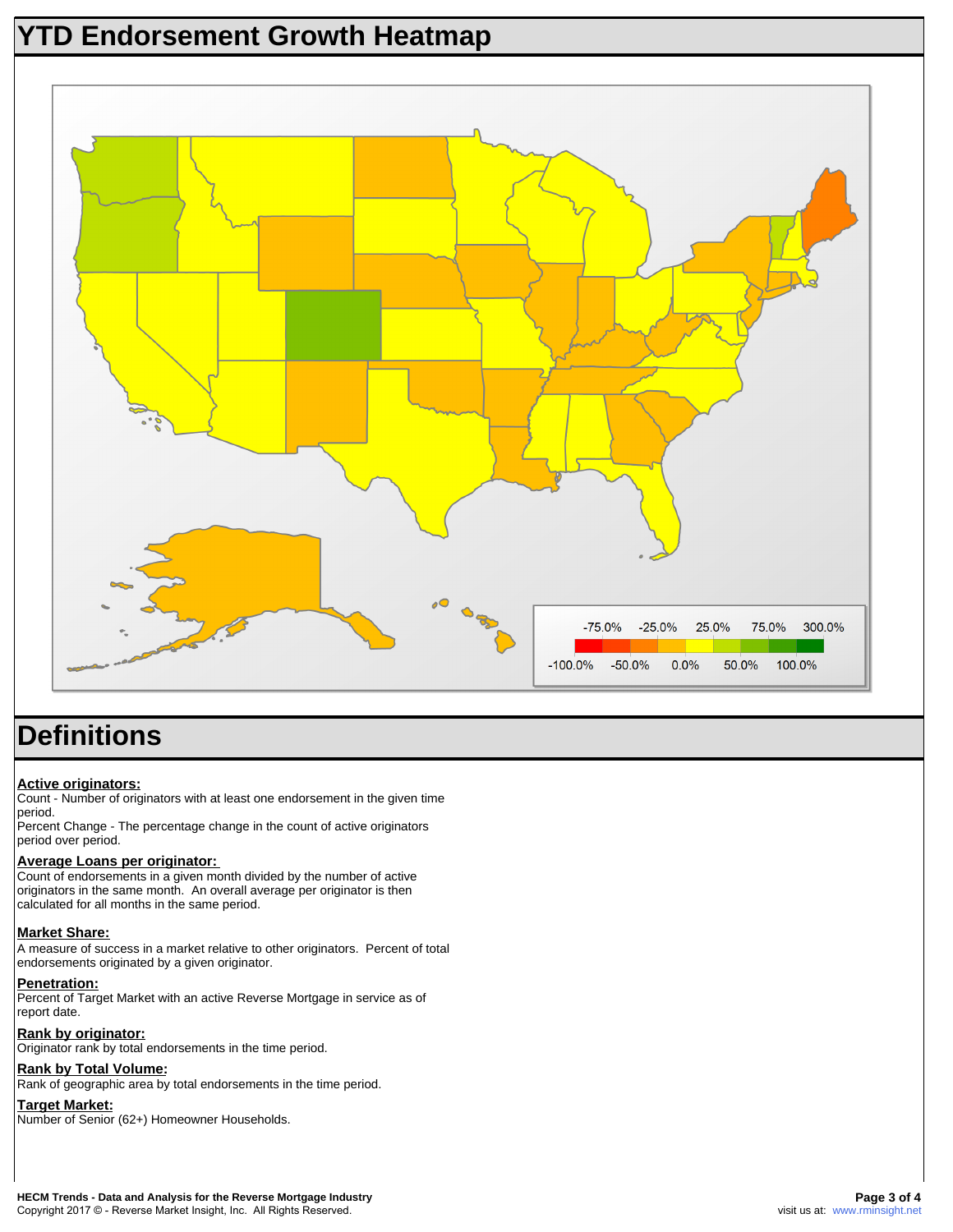# YTD Endorsement Growth Heatmap

-75.0% -25.0% 25.0% 75.0% 300.0%

-100.0% -50.0% 0.0% 50.0% 100.0%

# Definitions

**Active originators:**
Count - Number of originators with at least one endorsement in the given time period.
Percent Change - The percentage change in the count of active originators period over period.

**Average Loans per originator:**
Count of endorsements in a given month divided by the number of active originators in the same month. An overall average per originator is then calculated for all months in the same period.

**Market Share:**
A measure of success in a market relative to other originators. Percent of total endorsements originated by a given originator.

**Penetration:**
Percent of Target Market with an active Reverse Mortgage in service as of report date.

**Rank by originator:**
Originator rank by total endorsements in the time period.

**Rank by Total Volume:**
Rank of geographic area by total endorsements in the time period.

**Target Market:**
Number of Senior (62+) Homeowner Households.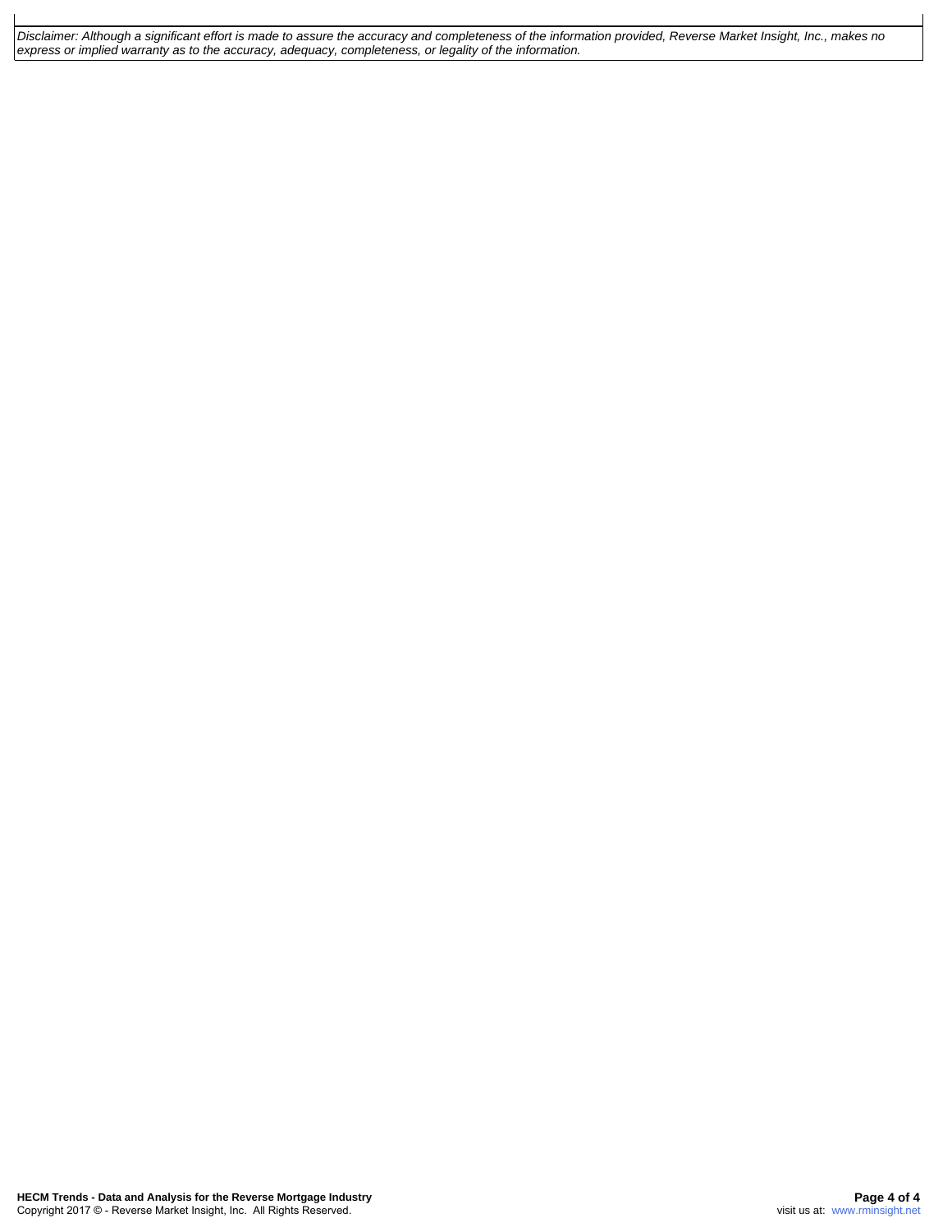*Disclaimer: Although a significant effort is made to assure the accuracy and completeness of the information provided, Reverse Market Insight, Inc., makes no express or implied warranty as to the accuracy, adequacy, completeness, or legality of the information.*